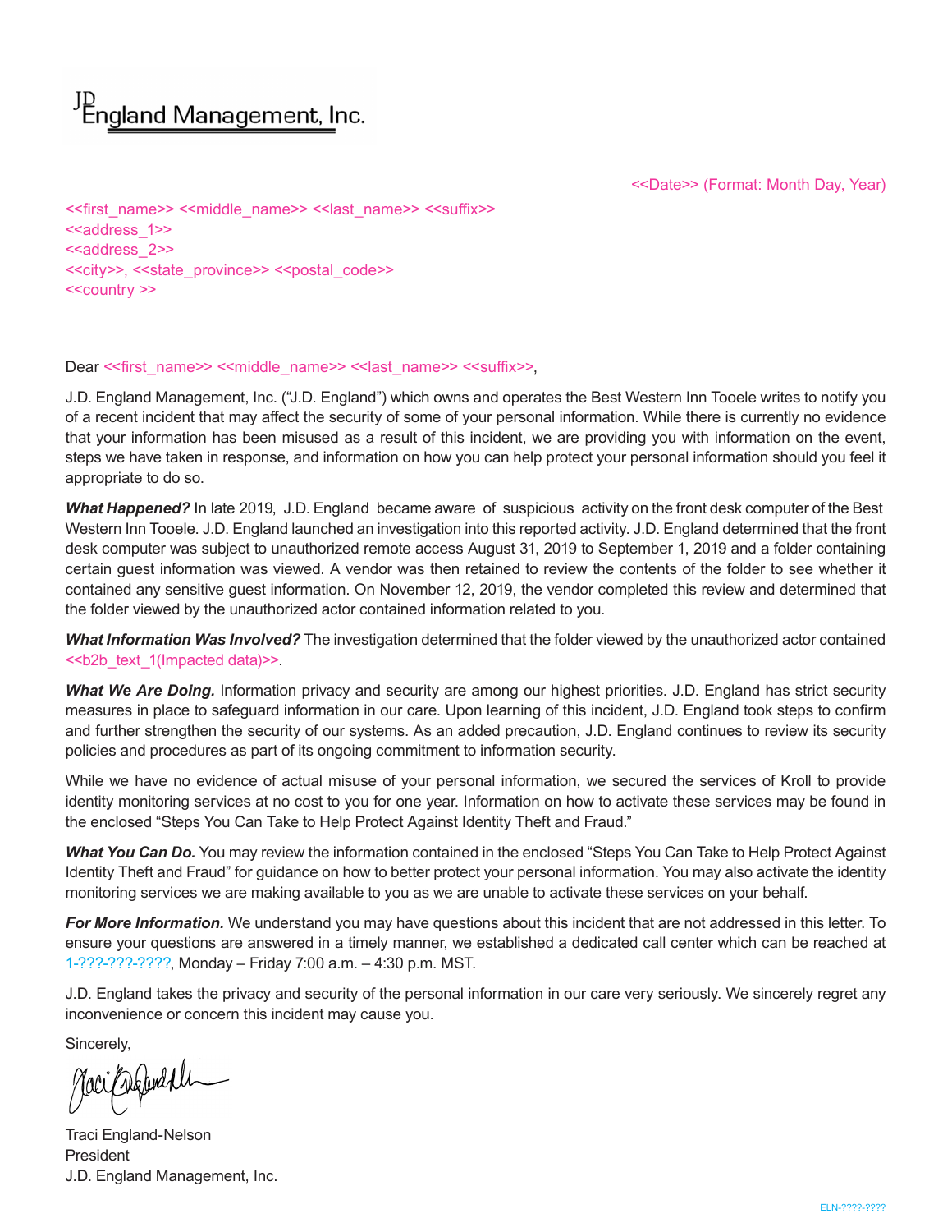JD England Management, Inc.

<<Date>> (Format: Month Day, Year)

<<first_name>> <<middle_name>> <<last_name>> <<suffix>>
<<address_1>>
<<address_2>>
<<city>>, <<state_province>> <<postal_code>>
<<country >>

Dear <<first_name>> <<middle_name>> <<last_name>> <<suffix>>,

J.D. England Management, Inc. ("J.D. England") which owns and operates the Best Western Inn Tooele writes to notify you of a recent incident that may affect the security of some of your personal information. While there is currently no evidence that your information has been misused as a result of this incident, we are providing you with information on the event, steps we have taken in response, and information on how you can help protect your personal information should you feel it appropriate to do so.

***What Happened?*** In late 2019, J.D. England became aware of suspicious activity on the front desk computer of the Best Western Inn Tooele. J.D. England launched an investigation into this reported activity. J.D. England determined that the front desk computer was subject to unauthorized remote access August 31, 2019 to September 1, 2019 and a folder containing certain guest information was viewed. A vendor was then retained to review the contents of the folder to see whether it contained any sensitive guest information. On November 12, 2019, the vendor completed this review and determined that the folder viewed by the unauthorized actor contained information related to you.

***What Information Was Involved?*** The investigation determined that the folder viewed by the unauthorized actor contained <<b2b_text_1(Impacted data)>>.

***What We Are Doing.*** Information privacy and security are among our highest priorities. J.D. England has strict security measures in place to safeguard information in our care. Upon learning of this incident, J.D. England took steps to confirm and further strengthen the security of our systems. As an added precaution, J.D. England continues to review its security policies and procedures as part of its ongoing commitment to information security.

While we have no evidence of actual misuse of your personal information, we secured the services of Kroll to provide identity monitoring services at no cost to you for one year. Information on how to activate these services may be found in the enclosed "Steps You Can Take to Help Protect Against Identity Theft and Fraud."

***What You Can Do.*** You may review the information contained in the enclosed "Steps You Can Take to Help Protect Against Identity Theft and Fraud" for guidance on how to better protect your personal information. You may also activate the identity monitoring services we are making available to you as we are unable to activate these services on your behalf.

***For More Information.*** We understand you may have questions about this incident that are not addressed in this letter. To ensure your questions are answered in a timely manner, we established a dedicated call center which can be reached at 1-???-???-????, Monday – Friday 7:00 a.m. – 4:30 p.m. MST.

J.D. England takes the privacy and security of the personal information in our care very seriously. We sincerely regret any inconvenience or concern this incident may cause you.

Sincerely,

Traci England-Nelson
President
J.D. England Management, Inc.

ELN-????-????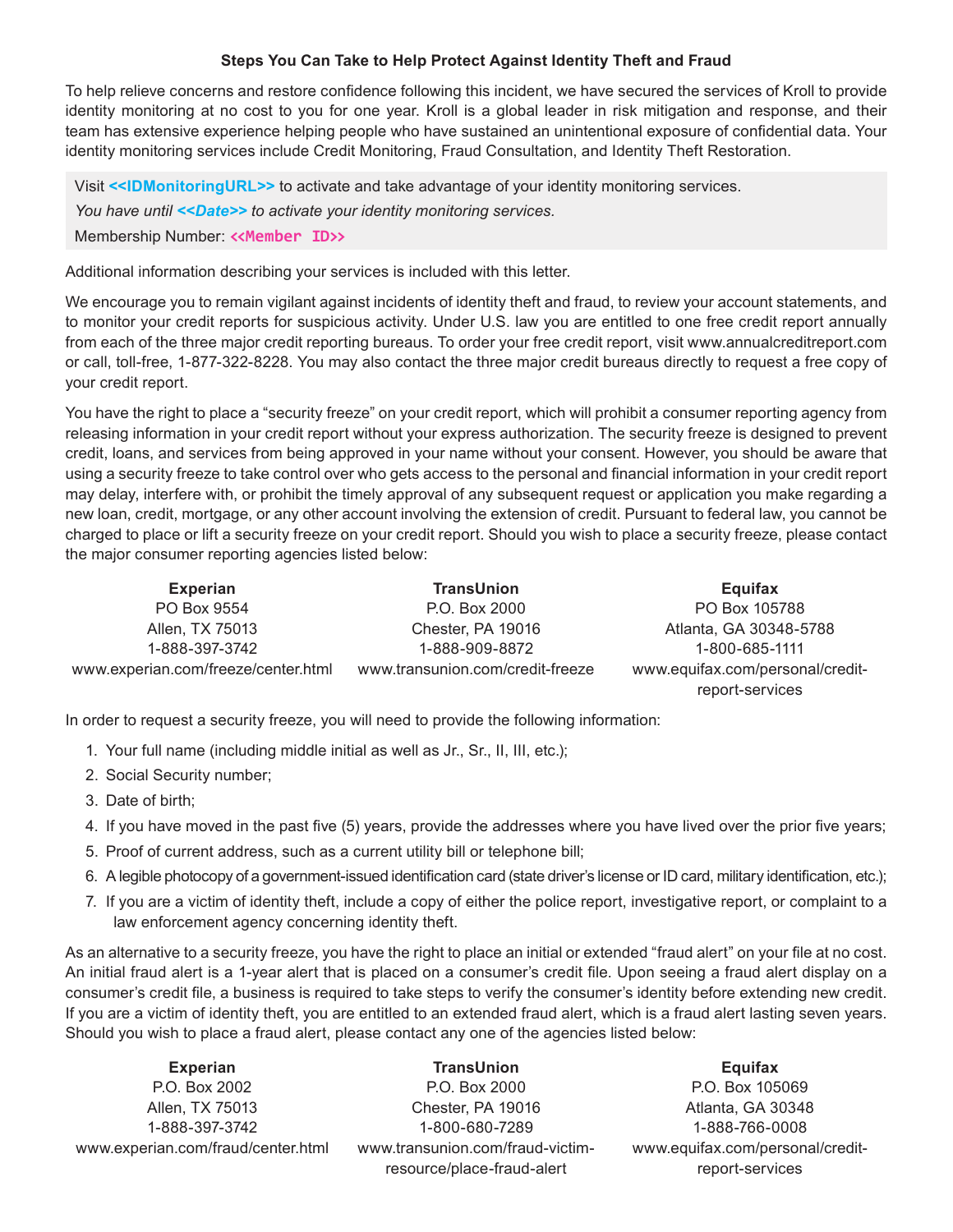**Steps You Can Take to Help Protect Against Identity Theft and Fraud**

To help relieve concerns and restore confidence following this incident, we have secured the services of Kroll to provide identity monitoring at no cost to you for one year. Kroll is a global leader in risk mitigation and response, and their team has extensive experience helping people who have sustained an unintentional exposure of confidential data. Your identity monitoring services include Credit Monitoring, Fraud Consultation, and Identity Theft Restoration.

Visit **<<IDMonitoringURL>>** to activate and take advantage of your identity monitoring services.

*You have until* ***<<Date>>*** *to activate your identity monitoring services.*

Membership Number: **<<Member ID>>**

Additional information describing your services is included with this letter.

We encourage you to remain vigilant against incidents of identity theft and fraud, to review your account statements, and to monitor your credit reports for suspicious activity. Under U.S. law you are entitled to one free credit report annually from each of the three major credit reporting bureaus. To order your free credit report, visit www.annualcreditreport.com or call, toll-free, 1-877-322-8228. You may also contact the three major credit bureaus directly to request a free copy of your credit report.

You have the right to place a "security freeze" on your credit report, which will prohibit a consumer reporting agency from releasing information in your credit report without your express authorization. The security freeze is designed to prevent credit, loans, and services from being approved in your name without your consent. However, you should be aware that using a security freeze to take control over who gets access to the personal and financial information in your credit report may delay, interfere with, or prohibit the timely approval of any subsequent request or application you make regarding a new loan, credit, mortgage, or any other account involving the extension of credit. Pursuant to federal law, you cannot be charged to place or lift a security freeze on your credit report. Should you wish to place a security freeze, please contact the major consumer reporting agencies listed below:

| **Experian** | **TransUnion** | **Equifax** |
|---|---|---|
| PO Box 9554 | P.O. Box 2000 | PO Box 105788 |
| Allen, TX 75013 | Chester, PA 19016 | Atlanta, GA 30348-5788 |
| 1-888-397-3742 | 1-888-909-8872 | 1-800-685-1111 |
| www.experian.com/freeze/center.html | www.transunion.com/credit-freeze | www.equifax.com/personal/credit-report-services |

In order to request a security freeze, you will need to provide the following information:

1. Your full name (including middle initial as well as Jr., Sr., II, III, etc.);
2. Social Security number;
3. Date of birth;
4. If you have moved in the past five (5) years, provide the addresses where you have lived over the prior five years;
5. Proof of current address, such as a current utility bill or telephone bill;
6. A legible photocopy of a government-issued identification card (state driver's license or ID card, military identification, etc.);
7. If you are a victim of identity theft, include a copy of either the police report, investigative report, or complaint to a law enforcement agency concerning identity theft.

As an alternative to a security freeze, you have the right to place an initial or extended "fraud alert" on your file at no cost. An initial fraud alert is a 1-year alert that is placed on a consumer's credit file. Upon seeing a fraud alert display on a consumer's credit file, a business is required to take steps to verify the consumer's identity before extending new credit. If you are a victim of identity theft, you are entitled to an extended fraud alert, which is a fraud alert lasting seven years. Should you wish to place a fraud alert, please contact any one of the agencies listed below:

| **Experian** | **TransUnion** | **Equifax** |
|---|---|---|
| P.O. Box 2002 | P.O. Box 2000 | P.O. Box 105069 |
| Allen, TX 75013 | Chester, PA 19016 | Atlanta, GA 30348 |
| 1-888-397-3742 | 1-800-680-7289 | 1-888-766-0008 |
| www.experian.com/fraud/center.html | www.transunion.com/fraud-victim-resource/place-fraud-alert | www.equifax.com/personal/credit-report-services |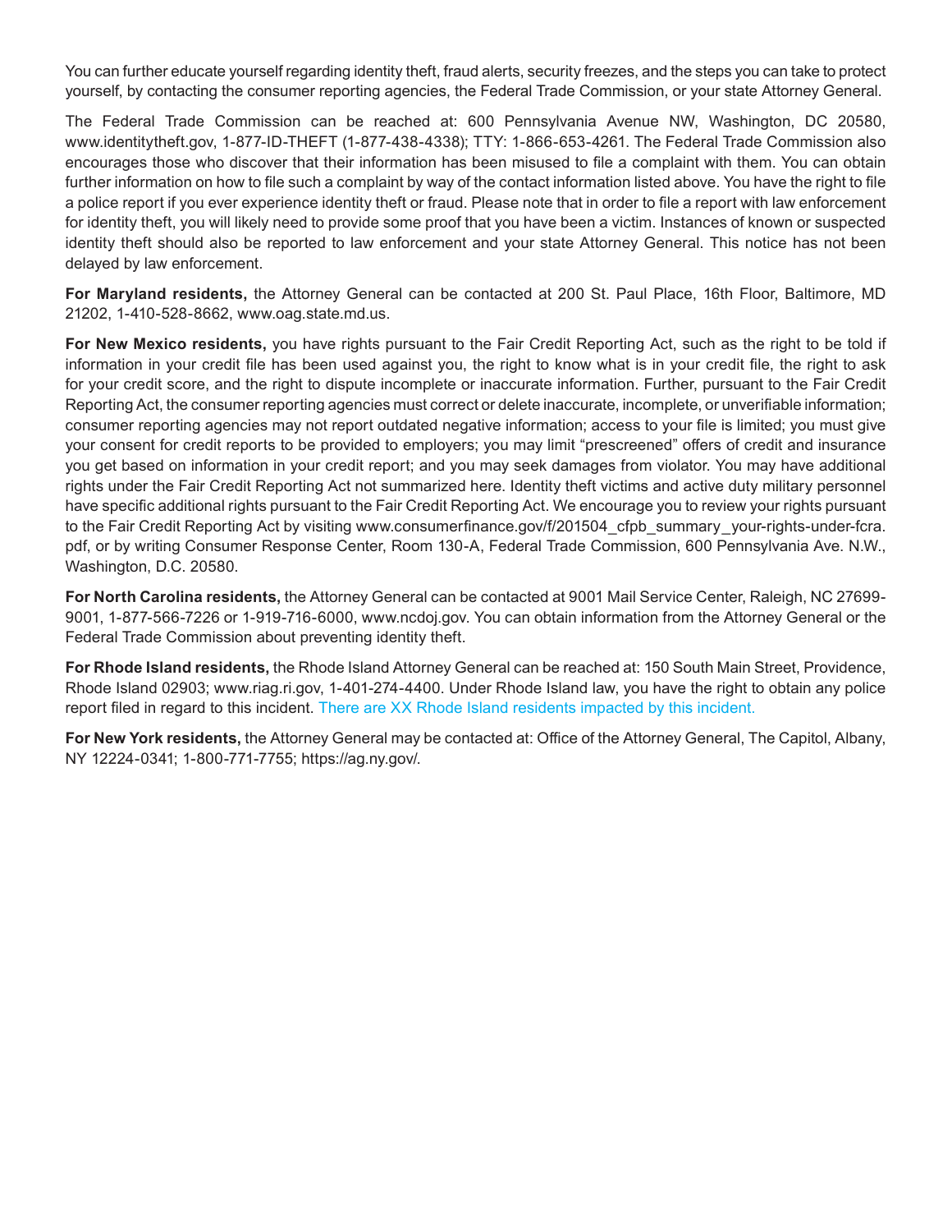You can further educate yourself regarding identity theft, fraud alerts, security freezes, and the steps you can take to protect yourself, by contacting the consumer reporting agencies, the Federal Trade Commission, or your state Attorney General.

The Federal Trade Commission can be reached at: 600 Pennsylvania Avenue NW, Washington, DC 20580, www.identitytheft.gov, 1-877-ID-THEFT (1-877-438-4338); TTY: 1-866-653-4261. The Federal Trade Commission also encourages those who discover that their information has been misused to file a complaint with them. You can obtain further information on how to file such a complaint by way of the contact information listed above. You have the right to file a police report if you ever experience identity theft or fraud. Please note that in order to file a report with law enforcement for identity theft, you will likely need to provide some proof that you have been a victim. Instances of known or suspected identity theft should also be reported to law enforcement and your state Attorney General. This notice has not been delayed by law enforcement.

**For Maryland residents,** the Attorney General can be contacted at 200 St. Paul Place, 16th Floor, Baltimore, MD 21202, 1-410-528-8662, www.oag.state.md.us.

**For New Mexico residents,** you have rights pursuant to the Fair Credit Reporting Act, such as the right to be told if information in your credit file has been used against you, the right to know what is in your credit file, the right to ask for your credit score, and the right to dispute incomplete or inaccurate information. Further, pursuant to the Fair Credit Reporting Act, the consumer reporting agencies must correct or delete inaccurate, incomplete, or unverifiable information; consumer reporting agencies may not report outdated negative information; access to your file is limited; you must give your consent for credit reports to be provided to employers; you may limit "prescreened" offers of credit and insurance you get based on information in your credit report; and you may seek damages from violator. You may have additional rights under the Fair Credit Reporting Act not summarized here. Identity theft victims and active duty military personnel have specific additional rights pursuant to the Fair Credit Reporting Act. We encourage you to review your rights pursuant to the Fair Credit Reporting Act by visiting www.consumerfinance.gov/f/201504_cfpb_summary_your-rights-under-fcra.pdf, or by writing Consumer Response Center, Room 130-A, Federal Trade Commission, 600 Pennsylvania Ave. N.W., Washington, D.C. 20580.

**For North Carolina residents,** the Attorney General can be contacted at 9001 Mail Service Center, Raleigh, NC 27699-9001, 1-877-566-7226 or 1-919-716-6000, www.ncdoj.gov. You can obtain information from the Attorney General or the Federal Trade Commission about preventing identity theft.

**For Rhode Island residents,** the Rhode Island Attorney General can be reached at: 150 South Main Street, Providence, Rhode Island 02903; www.riag.ri.gov, 1-401-274-4400. Under Rhode Island law, you have the right to obtain any police report filed in regard to this incident. There are XX Rhode Island residents impacted by this incident.

**For New York residents,** the Attorney General may be contacted at: Office of the Attorney General, The Capitol, Albany, NY 12224-0341; 1-800-771-7755; https://ag.ny.gov/.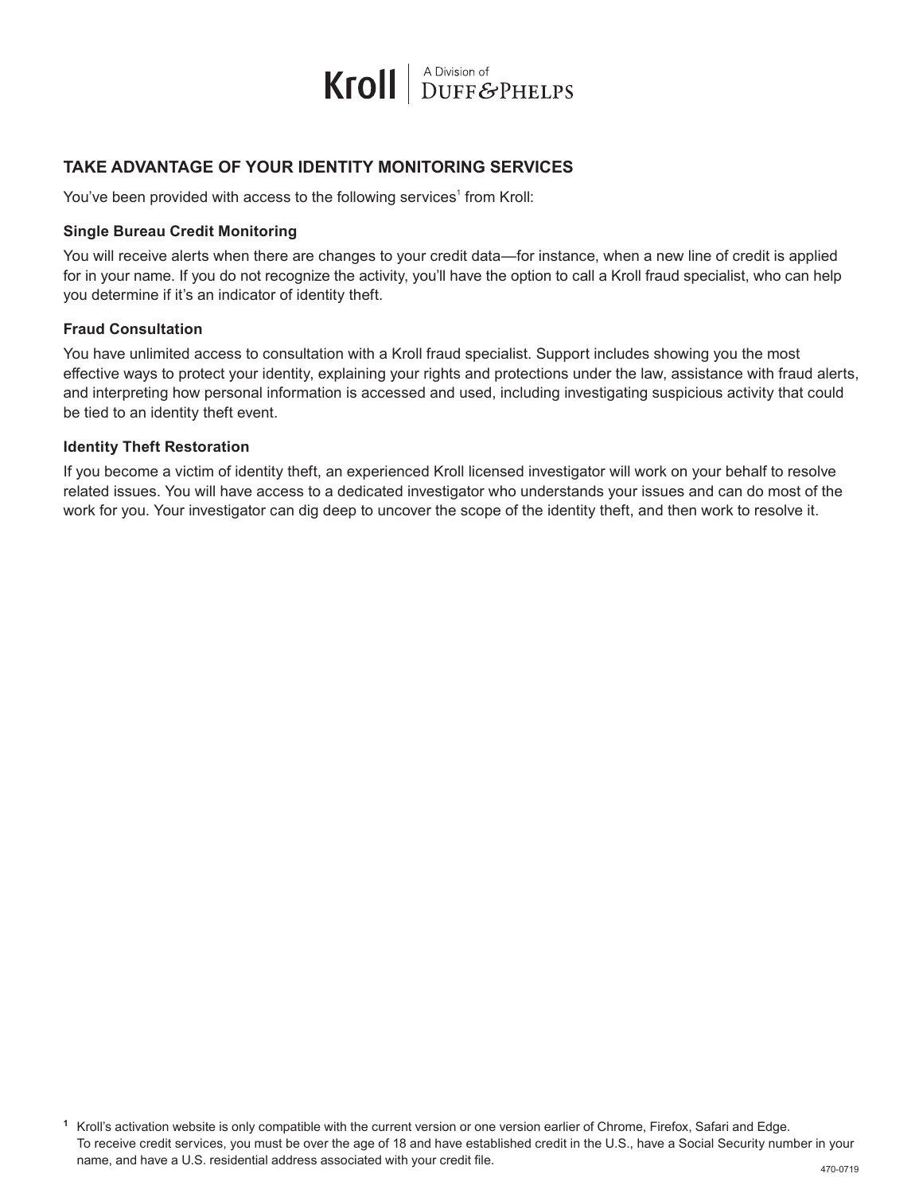Kroll | A Division of DUFF & PHELPS

## TAKE ADVANTAGE OF YOUR IDENTITY MONITORING SERVICES

You've been provided with access to the following services[1] from Kroll:

### Single Bureau Credit Monitoring

You will receive alerts when there are changes to your credit data—for instance, when a new line of credit is applied for in your name. If you do not recognize the activity, you'll have the option to call a Kroll fraud specialist, who can help you determine if it's an indicator of identity theft.

### Fraud Consultation

You have unlimited access to consultation with a Kroll fraud specialist. Support includes showing you the most effective ways to protect your identity, explaining your rights and protections under the law, assistance with fraud alerts, and interpreting how personal information is accessed and used, including investigating suspicious activity that could be tied to an identity theft event.

### Identity Theft Restoration

If you become a victim of identity theft, an experienced Kroll licensed investigator will work on your behalf to resolve related issues. You will have access to a dedicated investigator who understands your issues and can do most of the work for you. Your investigator can dig deep to uncover the scope of the identity theft, and then work to resolve it.

[1] Kroll's activation website is only compatible with the current version or one version earlier of Chrome, Firefox, Safari and Edge. To receive credit services, you must be over the age of 18 and have established credit in the U.S., have a Social Security number in your name, and have a U.S. residential address associated with your credit file.

470-0719